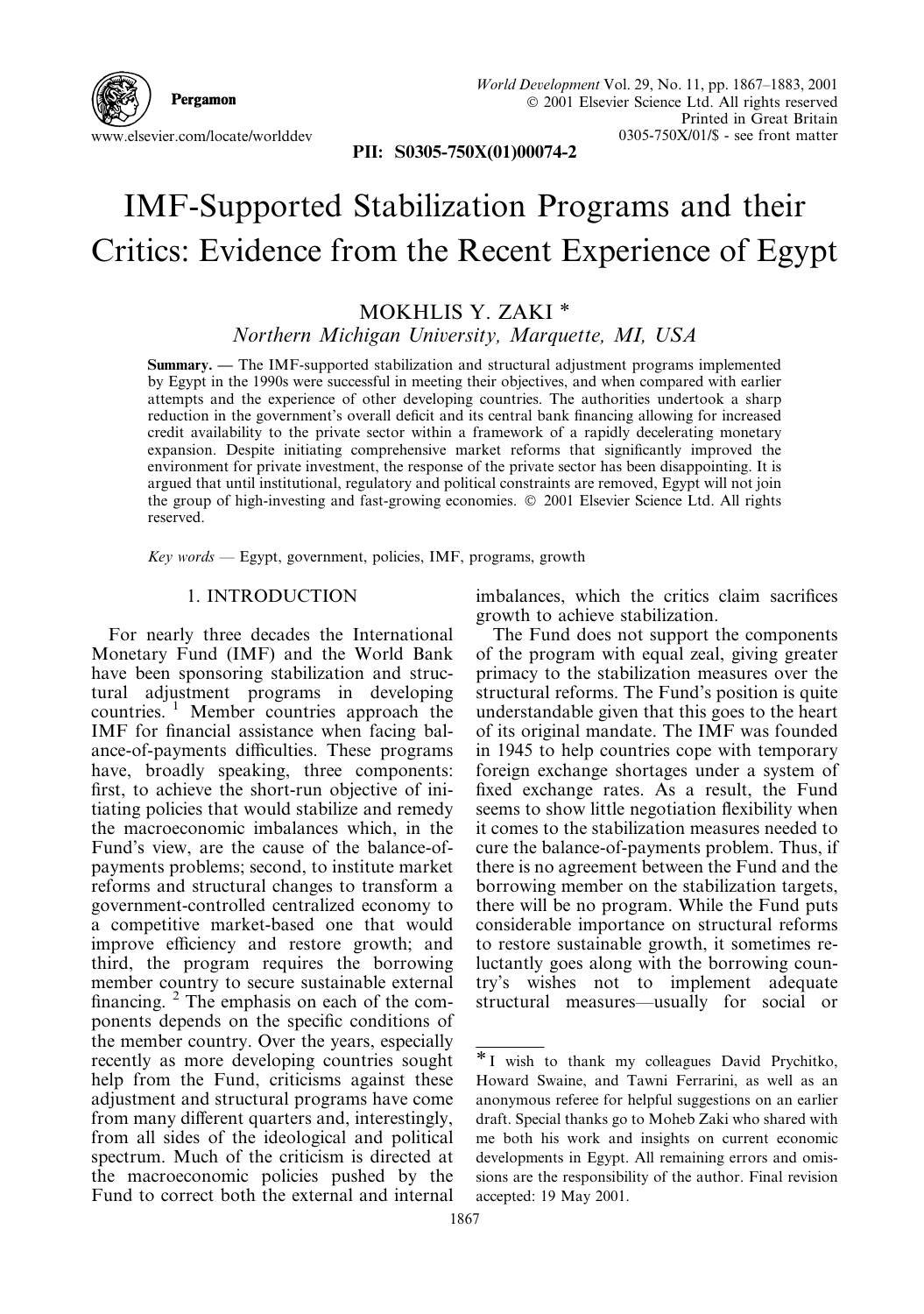# IMF-Supported Stabilization Programs and their Critics: Evidence from the Recent Experience of Egypt

MOKHLIS Y. ZAKI *

*Northern Michigan University, Marquette, MI, USA*

**Summary.** — The IMF-supported stabilization and structural adjustment programs implemented by Egypt in the 1990s were successful in meeting their objectives, and when compared with earlier attempts and the experience of other developing countries. The authorities undertook a sharp reduction in the government's overall deficit and its central bank financing allowing for increased credit availability to the private sector within a framework of a rapidly decelerating monetary expansion. Despite initiating comprehensive market reforms that significantly improved the environment for private investment, the response of the private sector has been disappointing. It is argued that until institutional, regulatory and political constraints are removed, Egypt will not join the group of high-investing and fast-growing economies. © 2001 Elsevier Science Ltd. All rights reserved.

*Key words* — Egypt, government, policies, IMF, programs, growth

## 1. INTRODUCTION

For nearly three decades the International Monetary Fund (IMF) and the World Bank have been sponsoring stabilization and structural adjustment programs in developing countries. [1] Member countries approach the IMF for financial assistance when facing balance-of-payments difficulties. These programs have, broadly speaking, three components: first, to achieve the short-run objective of initiating policies that would stabilize and remedy the macroeconomic imbalances which, in the Fund's view, are the cause of the balance-of-payments problems; second, to institute market reforms and structural changes to transform a government-controlled centralized economy to a competitive market-based one that would improve efficiency and restore growth; and third, the program requires the borrowing member country to secure sustainable external financing. [2] The emphasis on each of the components depends on the specific conditions of the member country. Over the years, especially recently as more developing countries sought help from the Fund, criticisms against these adjustment and structural programs have come from many different quarters and, interestingly, from all sides of the ideological and political spectrum. Much of the criticism is directed at the macroeconomic policies pushed by the Fund to correct both the external and internal imbalances, which the critics claim sacrifices growth to achieve stabilization.

The Fund does not support the components of the program with equal zeal, giving greater primacy to the stabilization measures over the structural reforms. The Fund's position is quite understandable given that this goes to the heart of its original mandate. The IMF was founded in 1945 to help countries cope with temporary foreign exchange shortages under a system of fixed exchange rates. As a result, the Fund seems to show little negotiation flexibility when it comes to the stabilization measures needed to cure the balance-of-payments problem. Thus, if there is no agreement between the Fund and the borrowing member on the stabilization targets, there will be no program. While the Fund puts considerable importance on structural reforms to restore sustainable growth, it sometimes reluctantly goes along with the borrowing country's wishes not to implement adequate structural measures—usually for social or

---

* I wish to thank my colleagues David Prychitko, Howard Swaine, and Tawni Ferrarini, as well as an anonymous referee for helpful suggestions on an earlier draft. Special thanks go to Moheb Zaki who shared with me both his work and insights on current economic developments in Egypt. All remaining errors and omissions are the responsibility of the author. Final revision accepted: 19 May 2001.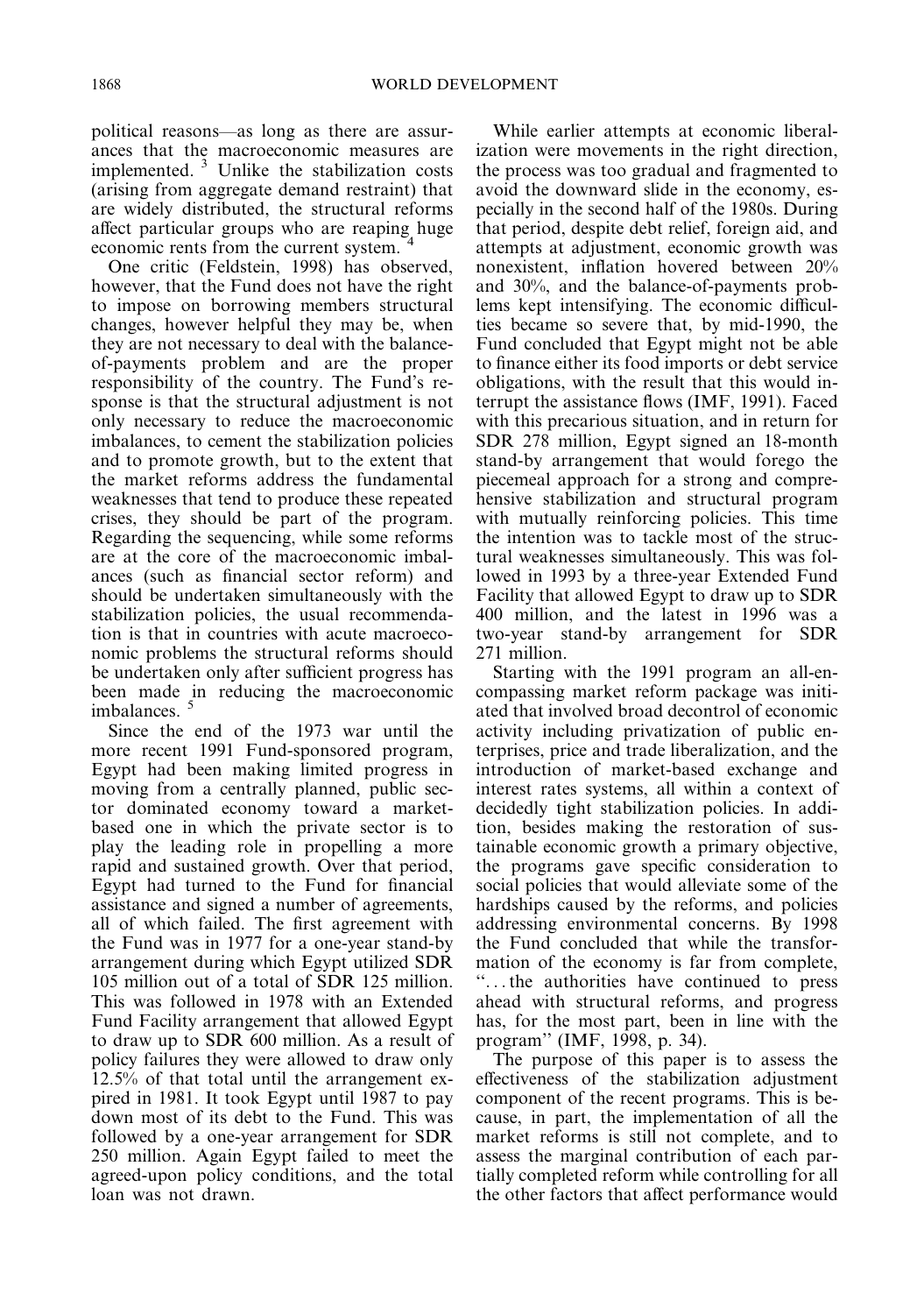political reasons—as long as there are assurances that the macroeconomic measures are implemented. [3] Unlike the stabilization costs (arising from aggregate demand restraint) that are widely distributed, the structural reforms affect particular groups who are reaping huge economic rents from the current system. [4]

One critic (Feldstein, 1998) has observed, however, that the Fund does not have the right to impose on borrowing members structural changes, however helpful they may be, when they are not necessary to deal with the balance-of-payments problem and are the proper responsibility of the country. The Fund's response is that the structural adjustment is not only necessary to reduce the macroeconomic imbalances, to cement the stabilization policies and to promote growth, but to the extent that the market reforms address the fundamental weaknesses that tend to produce these repeated crises, they should be part of the program. Regarding the sequencing, while some reforms are at the core of the macroeconomic imbalances (such as financial sector reform) and should be undertaken simultaneously with the stabilization policies, the usual recommendation is that in countries with acute macroeconomic problems the structural reforms should be undertaken only after sufficient progress has been made in reducing the macroeconomic imbalances. [5]

Since the end of the 1973 war until the more recent 1991 Fund-sponsored program, Egypt had been making limited progress in moving from a centrally planned, public sector dominated economy toward a market-based one in which the private sector is to play the leading role in propelling a more rapid and sustained growth. Over that period, Egypt had turned to the Fund for financial assistance and signed a number of agreements, all of which failed. The first agreement with the Fund was in 1977 for a one-year stand-by arrangement during which Egypt utilized SDR 105 million out of a total of SDR 125 million. This was followed in 1978 with an Extended Fund Facility arrangement that allowed Egypt to draw up to SDR 600 million. As a result of policy failures they were allowed to draw only 12.5% of that total until the arrangement expired in 1981. It took Egypt until 1987 to pay down most of its debt to the Fund. This was followed by a one-year arrangement for SDR 250 million. Again Egypt failed to meet the agreed-upon policy conditions, and the total loan was not drawn.

While earlier attempts at economic liberalization were movements in the right direction, the process was too gradual and fragmented to avoid the downward slide in the economy, especially in the second half of the 1980s. During that period, despite debt relief, foreign aid, and attempts at adjustment, economic growth was nonexistent, inflation hovered between 20% and 30%, and the balance-of-payments problems kept intensifying. The economic difficulties became so severe that, by mid-1990, the Fund concluded that Egypt might not be able to finance either its food imports or debt service obligations, with the result that this would interrupt the assistance flows (IMF, 1991). Faced with this precarious situation, and in return for SDR 278 million, Egypt signed an 18-month stand-by arrangement that would forego the piecemeal approach for a strong and comprehensive stabilization and structural program with mutually reinforcing policies. This time the intention was to tackle most of the structural weaknesses simultaneously. This was followed in 1993 by a three-year Extended Fund Facility that allowed Egypt to draw up to SDR 400 million, and the latest in 1996 was a two-year stand-by arrangement for SDR 271 million.

Starting with the 1991 program an all-encompassing market reform package was initiated that involved broad decontrol of economic activity including privatization of public enterprises, price and trade liberalization, and the introduction of market-based exchange and interest rates systems, all within a context of decidedly tight stabilization policies. In addition, besides making the restoration of sustainable economic growth a primary objective, the programs gave specific consideration to social policies that would alleviate some of the hardships caused by the reforms, and policies addressing environmental concerns. By 1998 the Fund concluded that while the transformation of the economy is far from complete, "...the authorities have continued to press ahead with structural reforms, and progress has, for the most part, been in line with the program" (IMF, 1998, p. 34).

The purpose of this paper is to assess the effectiveness of the stabilization adjustment component of the recent programs. This is because, in part, the implementation of all the market reforms is still not complete, and to assess the marginal contribution of each partially completed reform while controlling for all the other factors that affect performance would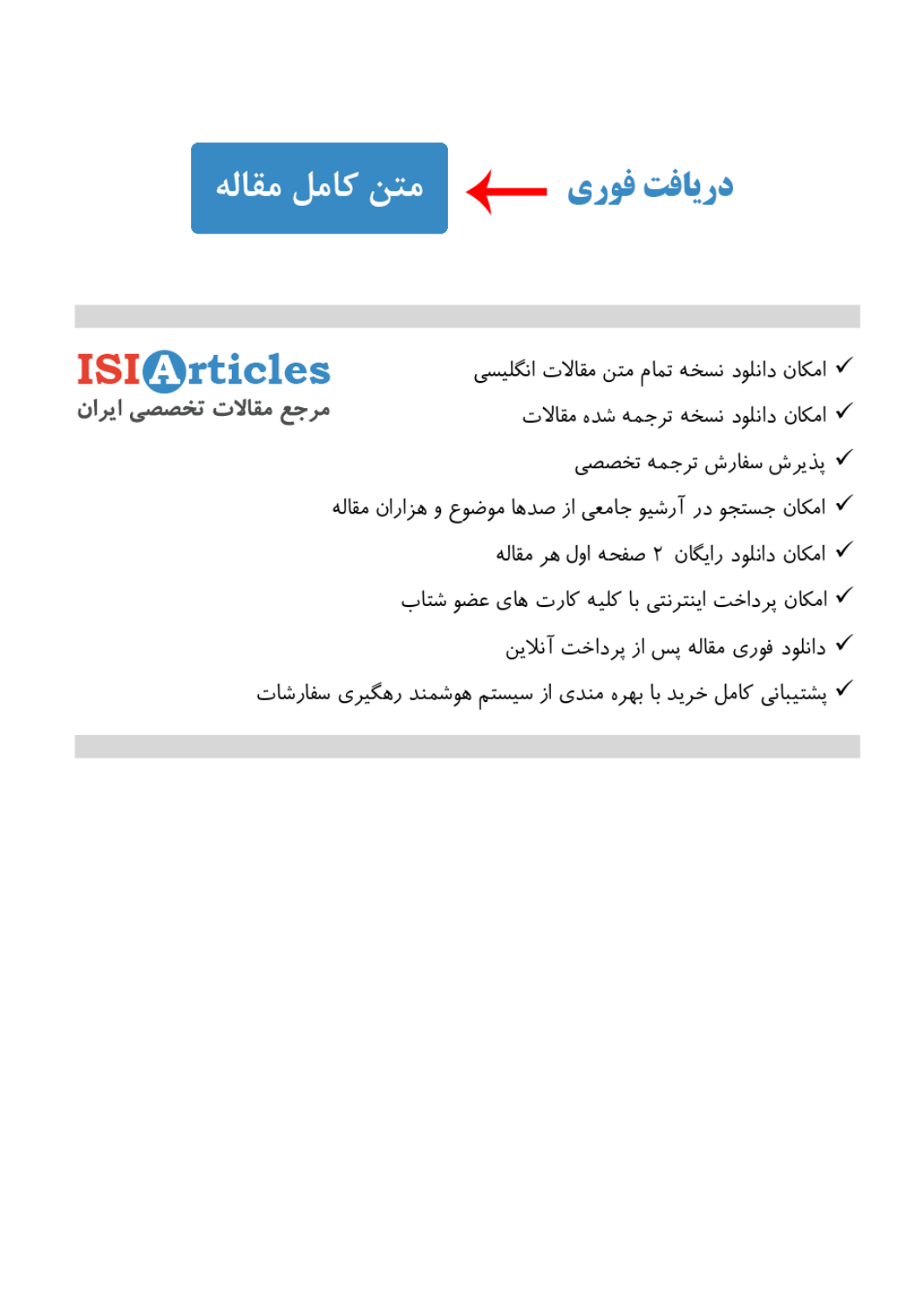**متن کامل مقاله** ← **دریافت فوری**

---

**ISIArticles**

مرجع مقالات تخصصی ایران

- ✓ امکان دانلود نسخه تمام متن مقالات انگلیسی
- ✓ امکان دانلود نسخه ترجمه شده مقالات
- ✓ پذیرش سفارش ترجمه تخصصی
- ✓ امکان جستجو در آرشیو جامعی از صدها موضوع و هزاران مقاله
- ✓ امکان دانلود رایگان ۲ صفحه اول هر مقاله
- ✓ امکان پرداخت اینترنتی با کلیه کارت های عضو شتاب
- ✓ دانلود فوری مقاله پس از پرداخت آنلاین
- ✓ پشتیبانی کامل خرید با بهره مندی از سیستم هوشمند رهگیری سفارشات

---